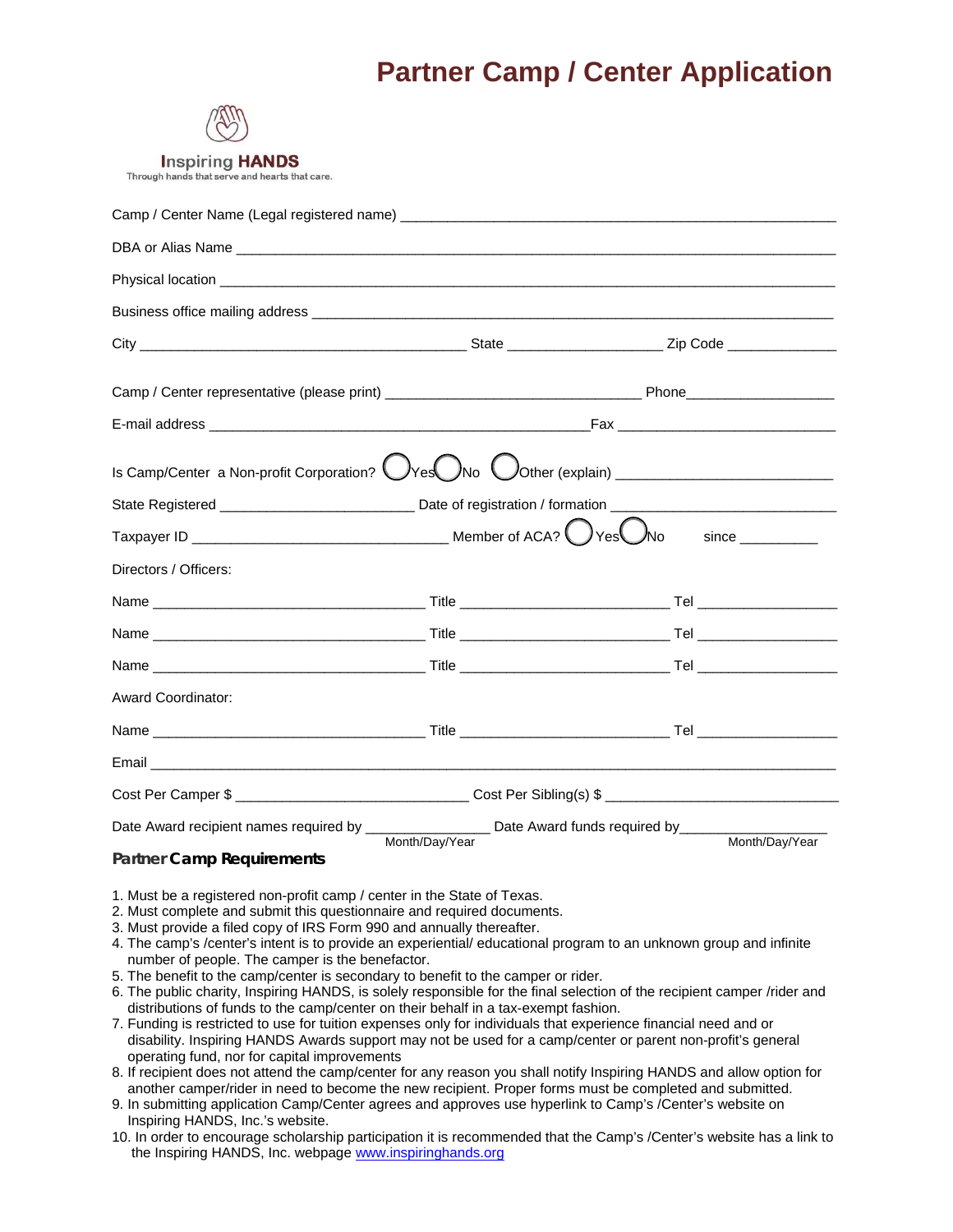# Partner Camp / Center Application

Inspiring HANDS
Through hands that serve and hearts that care.

Camp / Center Name (Legal registered name) ______________________________________________________

DBA or Alias Name ______________________________________________________________________

Physical location _______________________________________________________________________

Business office mailing address ____________________________________________________________

City ______________________________________ State __________________ Zip Code _____________

Camp / Center representative (please print) _____________________________ Phone__________________

E-mail address ____________________________________________Fax __________________________

Is Camp/Center a Non-profit Corporation? ◯ Yes ◯ No ◯ Other (explain) _________________________

State Registered ______________________ Date of registration / formation _________________________

Taxpayer ID ______________________________ Member of ACA? ◯ Yes ◯ No since __________

Directors / Officers:

Name _______________________________ Title ________________________ Tel _________________

Name _______________________________ Title ________________________ Tel _________________

Name _______________________________ Title ________________________ Tel _________________

Award Coordinator:

Name _______________________________ Title ________________________ Tel _________________

Email __________________________________________________________________________________

Cost Per Camper $ ___________________________ Cost Per Sibling(s) $ ____________________________

Date Award recipient names required by _______________ Date Award funds required by__________________
Month/Day/Year Month/Day/Year

**Partner Camp Requirements**

1. Must be a registered non-profit camp / center in the State of Texas.
2. Must complete and submit this questionnaire and required documents.
3. Must provide a filed copy of IRS Form 990 and annually thereafter.
4. The camp's /center's intent is to provide an experiential/ educational program to an unknown group and infinite number of people. The camper is the benefactor.
5. The benefit to the camp/center is secondary to benefit to the camper or rider.
6. The public charity, Inspiring HANDS, is solely responsible for the final selection of the recipient camper /rider and distributions of funds to the camp/center on their behalf in a tax-exempt fashion.
7. Funding is restricted to use for tuition expenses only for individuals that experience financial need and or disability. Inspiring HANDS Awards support may not be used for a camp/center or parent non-profit's general operating fund, nor for capital improvements
8. If recipient does not attend the camp/center for any reason you shall notify Inspiring HANDS and allow option for another camper/rider in need to become the new recipient. Proper forms must be completed and submitted.
9. In submitting application Camp/Center agrees and approves use hyperlink to Camp's /Center's website on Inspiring HANDS, Inc.'s website.
10. In order to encourage scholarship participation it is recommended that the Camp's /Center's website has a link to the Inspiring HANDS, Inc. webpage www.inspiringhands.org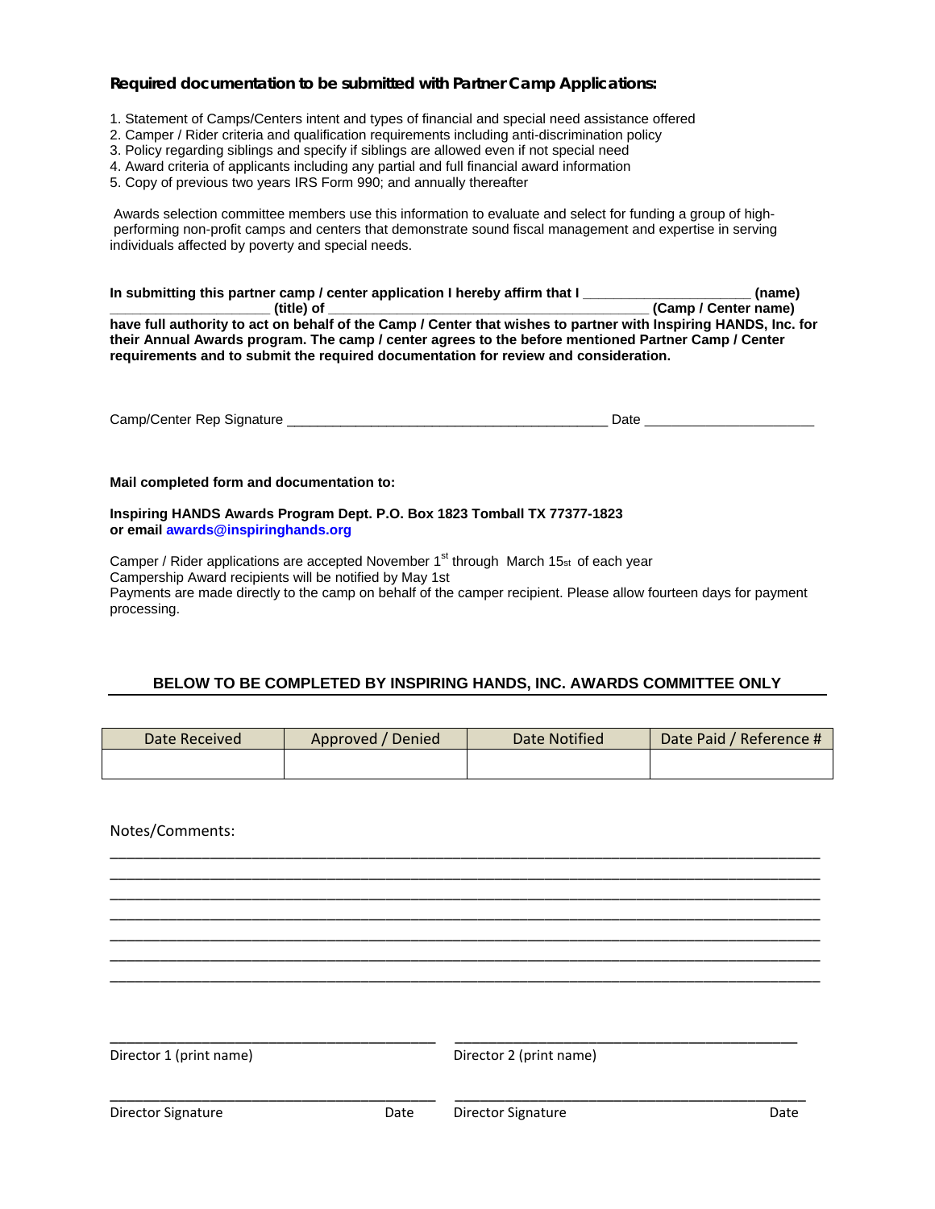**Required documentation to be submitted with Partner Camp Applications:**

1. Statement of Camps/Centers intent and types of financial and special need assistance offered
2. Camper / Rider criteria and qualification requirements including anti-discrimination policy
3. Policy regarding siblings and specify if siblings are allowed even if not special need
4. Award criteria of applicants including any partial and full financial award information
5. Copy of previous two years IRS Form 990; and annually thereafter

Awards selection committee members use this information to evaluate and select for funding a group of high-performing non-profit camps and centers that demonstrate sound fiscal management and expertise in serving individuals affected by poverty and special needs.

**In submitting this partner camp / center application I hereby affirm that I ____________________ (name) ____________________ (title) of ________________________________________ (Camp / Center name) have full authority to act on behalf of the Camp / Center that wishes to partner with Inspiring HANDS, Inc. for their Annual Awards program. The camp / center agrees to the before mentioned Partner Camp / Center requirements and to submit the required documentation for review and consideration.**

Camp/Center Rep Signature ________________________________________ Date ____________________

**Mail completed form and documentation to:**

**Inspiring HANDS Awards Program Dept. P.O. Box 1823 Tomball TX 77377-1823**
**or email awards@inspiringhands.org**

Camper / Rider applications are accepted November 1st through March 15st of each year
Campership Award recipients will be notified by May 1st
Payments are made directly to the camp on behalf of the camper recipient. Please allow fourteen days for payment processing.

**BELOW TO BE COMPLETED BY INSPIRING HANDS, INC. AWARDS COMMITTEE ONLY**

| Date Received | Approved / Denied | Date Notified | Date Paid / Reference # |
|---|---|---|---|
| | | | |

Notes/Comments:

______________________________________________________________________________
______________________________________________________________________________
______________________________________________________________________________
______________________________________________________________________________
______________________________________________________________________________
______________________________________________________________________________
______________________________________________________________________________

________________________________________ ________________________________________
Director 1 (print name) Director 2 (print name)

________________________________________ ________________________________________
Director Signature Date Director Signature Date